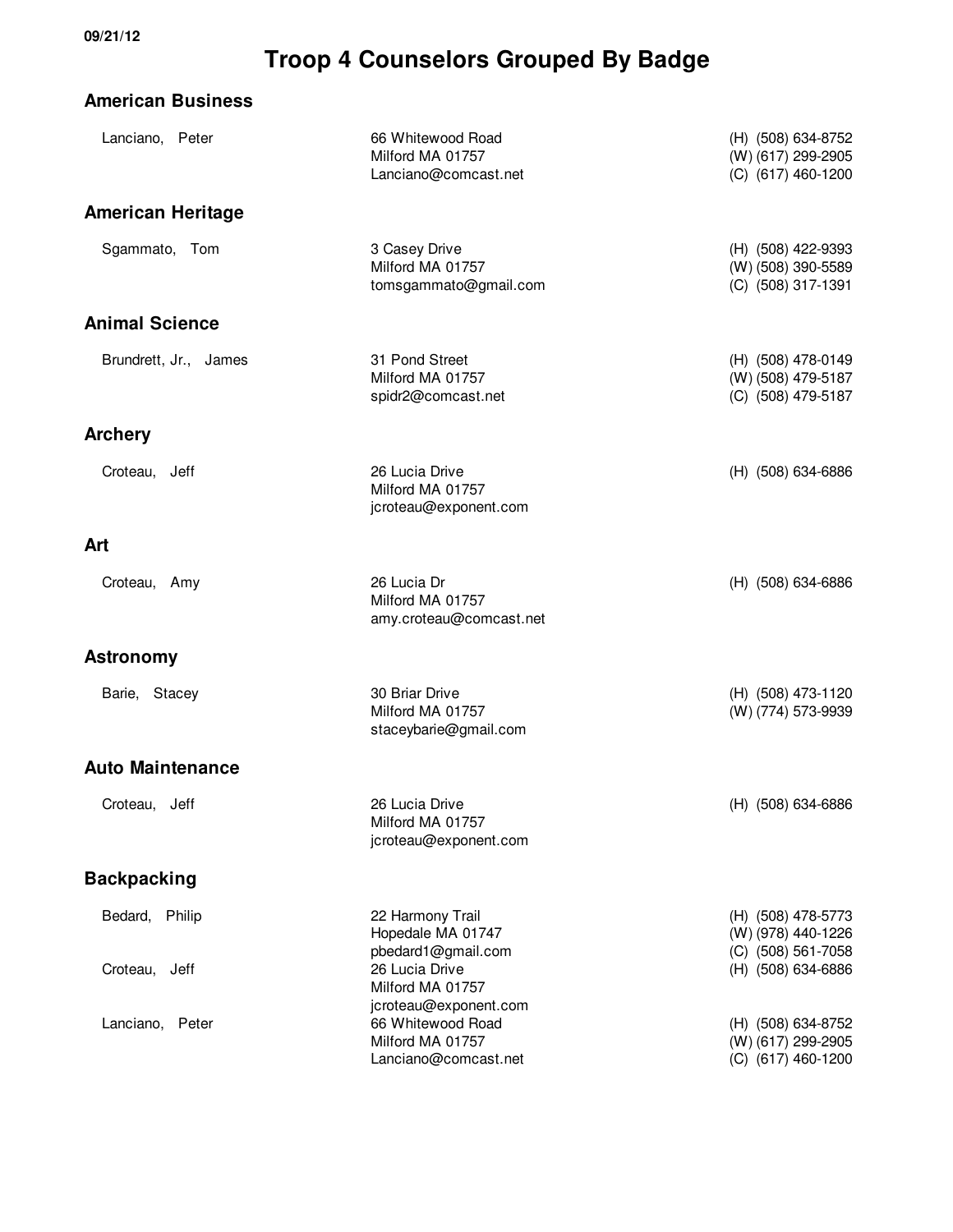09/21/12

# Troop 4 Counselors Grouped By Badge

## American Business

| Name | Address | Phone |
|---|---|---|
| Lanciano, Peter | 66 Whitewood Road<br>Milford MA 01757<br>Lanciano@comcast.net | (H) (508) 634-8752<br>(W) (617) 299-2905<br>(C) (617) 460-1200 |

## American Heritage

| Name | Address | Phone |
|---|---|---|
| Sgammato, Tom | 3 Casey Drive<br>Milford MA 01757<br>tomsgammato@gmail.com | (H) (508) 422-9393<br>(W) (508) 390-5589<br>(C) (508) 317-1391 |

## Animal Science

| Name | Address | Phone |
|---|---|---|
| Brundrett, Jr., James | 31 Pond Street<br>Milford MA 01757<br>spidr2@comcast.net | (H) (508) 478-0149<br>(W) (508) 479-5187<br>(C) (508) 479-5187 |

## Archery

| Name | Address | Phone |
|---|---|---|
| Croteau, Jeff | 26 Lucia Drive<br>Milford MA 01757<br>jcroteau@exponent.com | (H) (508) 634-6886 |

## Art

| Name | Address | Phone |
|---|---|---|
| Croteau, Amy | 26 Lucia Dr<br>Milford MA 01757<br>amy.croteau@comcast.net | (H) (508) 634-6886 |

## Astronomy

| Name | Address | Phone |
|---|---|---|
| Barie, Stacey | 30 Briar Drive<br>Milford MA 01757<br>staceybarie@gmail.com | (H) (508) 473-1120<br>(W) (774) 573-9939 |

## Auto Maintenance

| Name | Address | Phone |
|---|---|---|
| Croteau, Jeff | 26 Lucia Drive<br>Milford MA 01757<br>jcroteau@exponent.com | (H) (508) 634-6886 |

## Backpacking

| Name | Address | Phone |
|---|---|---|
| Bedard, Philip | 22 Harmony Trail<br>Hopedale MA 01747<br>pbedard1@gmail.com | (H) (508) 478-5773<br>(W) (978) 440-1226<br>(C) (508) 561-7058 |
| Croteau, Jeff | 26 Lucia Drive<br>Milford MA 01757<br>jcroteau@exponent.com | (H) (508) 634-6886 |
| Lanciano, Peter | 66 Whitewood Road<br>Milford MA 01757<br>Lanciano@comcast.net | (H) (508) 634-8752<br>(W) (617) 299-2905<br>(C) (617) 460-1200 |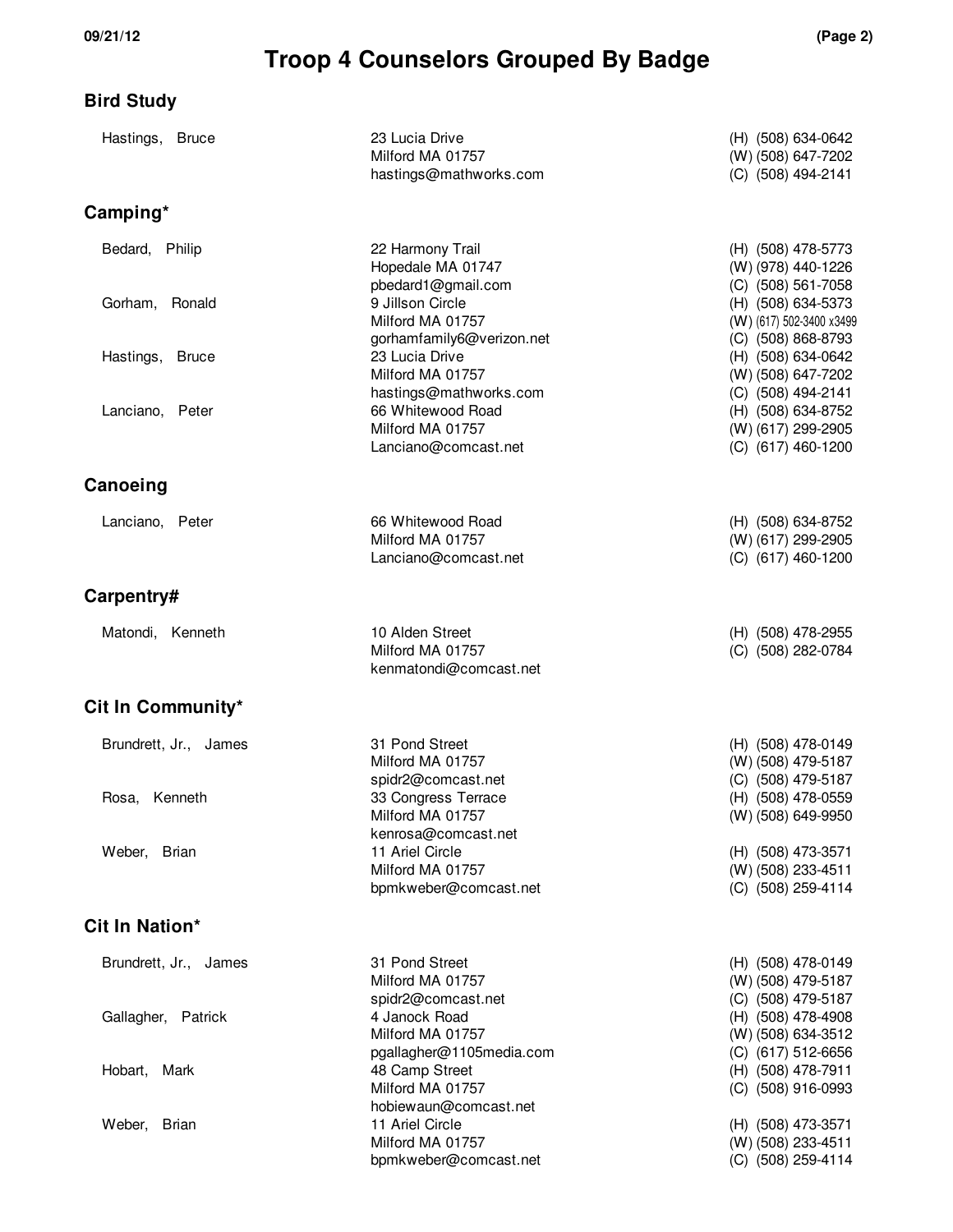# Troop 4 Counselors Grouped By Badge

## Bird Study

| Name | Address | Phone |
|---|---|---|
| Hastings, Bruce | 23 Lucia Drive<br>Milford MA 01757<br>hastings@mathworks.com | (H) (508) 634-0642<br>(W) (508) 647-7202<br>(C) (508) 494-2141 |

## Camping*

| Name | Address | Phone |
|---|---|---|
| Bedard, Philip | 22 Harmony Trail<br>Hopedale MA 01747<br>pbedard1@gmail.com | (H) (508) 478-5773<br>(W) (978) 440-1226<br>(C) (508) 561-7058 |
| Gorham, Ronald | 9 Jillson Circle<br>Milford MA 01757<br>gorhamfamily6@verizon.net | (H) (508) 634-5373<br>(W) (617) 502-3400 x3499<br>(C) (508) 868-8793 |
| Hastings, Bruce | 23 Lucia Drive<br>Milford MA 01757<br>hastings@mathworks.com | (H) (508) 634-0642<br>(W) (508) 647-7202<br>(C) (508) 494-2141 |
| Lanciano, Peter | 66 Whitewood Road<br>Milford MA 01757<br>Lanciano@comcast.net | (H) (508) 634-8752<br>(W) (617) 299-2905<br>(C) (617) 460-1200 |

## Canoeing

| Name | Address | Phone |
|---|---|---|
| Lanciano, Peter | 66 Whitewood Road<br>Milford MA 01757<br>Lanciano@comcast.net | (H) (508) 634-8752<br>(W) (617) 299-2905<br>(C) (617) 460-1200 |

## Carpentry#

| Name | Address | Phone |
|---|---|---|
| Matondi, Kenneth | 10 Alden Street<br>Milford MA 01757<br>kenmatondi@comcast.net | (H) (508) 478-2955<br>(C) (508) 282-0784 |

## Cit In Community*

| Name | Address | Phone |
|---|---|---|
| Brundrett, Jr., James | 31 Pond Street<br>Milford MA 01757<br>spidr2@comcast.net | (H) (508) 478-0149<br>(W) (508) 479-5187<br>(C) (508) 479-5187 |
| Rosa, Kenneth | 33 Congress Terrace<br>Milford MA 01757<br>kenrosa@comcast.net | (H) (508) 478-0559<br>(W) (508) 649-9950 |
| Weber, Brian | 11 Ariel Circle<br>Milford MA 01757<br>bpmkweber@comcast.net | (H) (508) 473-3571<br>(W) (508) 233-4511<br>(C) (508) 259-4114 |

## Cit In Nation*

| Name | Address | Phone |
|---|---|---|
| Brundrett, Jr., James | 31 Pond Street<br>Milford MA 01757<br>spidr2@comcast.net | (H) (508) 478-0149<br>(W) (508) 479-5187<br>(C) (508) 479-5187 |
| Gallagher, Patrick | 4 Janock Road<br>Milford MA 01757<br>pgallagher@1105media.com | (H) (508) 478-4908<br>(W) (508) 634-3512<br>(C) (617) 512-6656 |
| Hobart, Mark | 48 Camp Street<br>Milford MA 01757<br>hobiewaun@comcast.net | (H) (508) 478-7911<br>(C) (508) 916-0993 |
| Weber, Brian | 11 Ariel Circle<br>Milford MA 01757<br>bpmkweber@comcast.net | (H) (508) 473-3571<br>(W) (508) 233-4511<br>(C) (508) 259-4114 |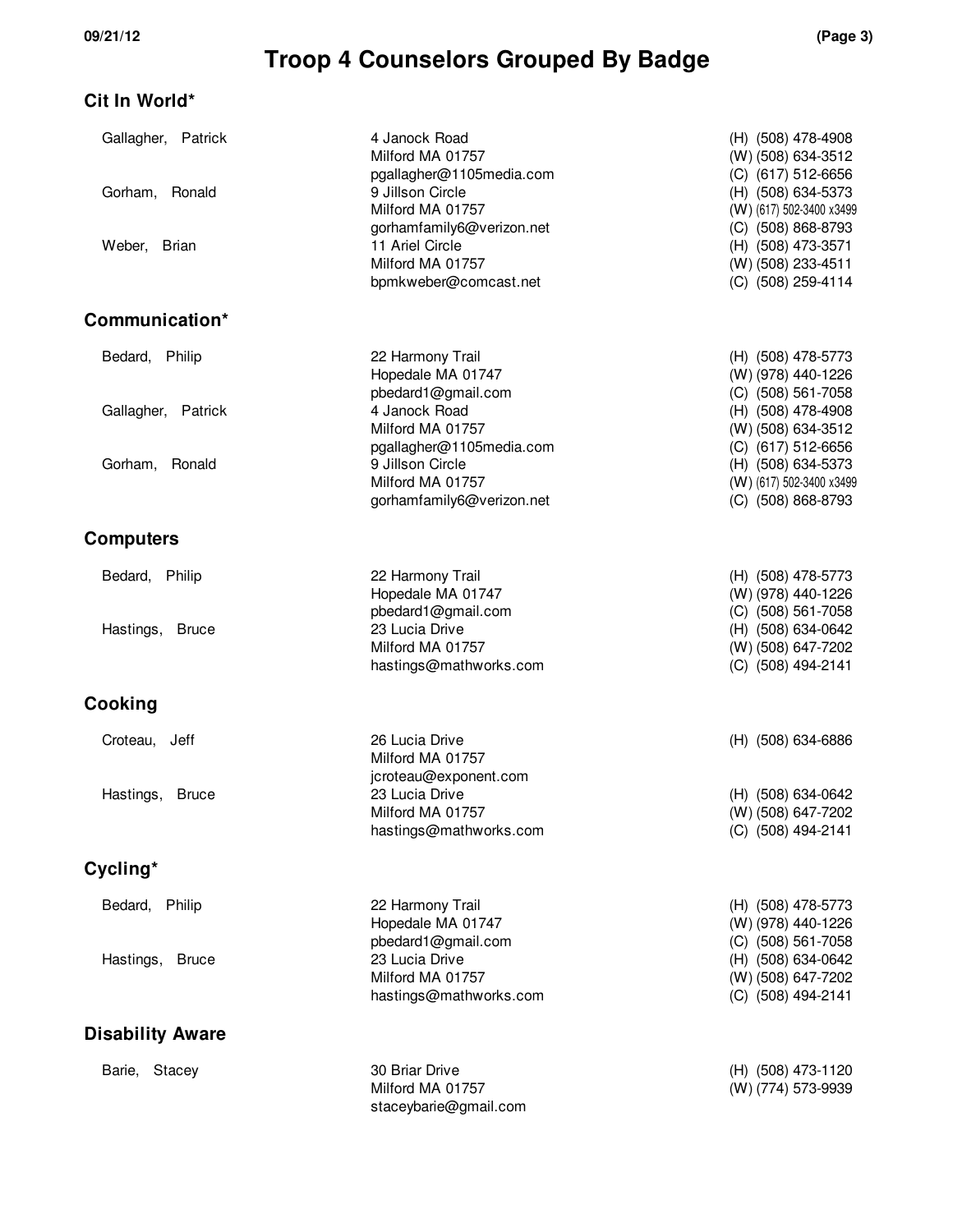# Troop 4 Counselors Grouped By Badge

## Cit In World*

| Name | Address | Phone |
|---|---|---|
| Gallagher, Patrick | 4 Janock Road<br>Milford MA 01757<br>pgallagher@1105media.com | (H) (508) 478-4908<br>(W) (508) 634-3512<br>(C) (617) 512-6656 |
| Gorham, Ronald | 9 Jillson Circle<br>Milford MA 01757<br>gorhamfamily6@verizon.net | (H) (508) 634-5373<br>(W) (617) 502-3400 x3499<br>(C) (508) 868-8793 |
| Weber, Brian | 11 Ariel Circle<br>Milford MA 01757<br>bpmkweber@comcast.net | (H) (508) 473-3571<br>(W) (508) 233-4511<br>(C) (508) 259-4114 |

## Communication*

| Name | Address | Phone |
|---|---|---|
| Bedard, Philip | 22 Harmony Trail<br>Hopedale MA 01747<br>pbedard1@gmail.com | (H) (508) 478-5773<br>(W) (978) 440-1226<br>(C) (508) 561-7058 |
| Gallagher, Patrick | 4 Janock Road<br>Milford MA 01757<br>pgallagher@1105media.com | (H) (508) 478-4908<br>(W) (508) 634-3512<br>(C) (617) 512-6656 |
| Gorham, Ronald | 9 Jillson Circle<br>Milford MA 01757<br>gorhamfamily6@verizon.net | (H) (508) 634-5373<br>(W) (617) 502-3400 x3499<br>(C) (508) 868-8793 |

## Computers

| Name | Address | Phone |
|---|---|---|
| Bedard, Philip | 22 Harmony Trail<br>Hopedale MA 01747<br>pbedard1@gmail.com | (H) (508) 478-5773<br>(W) (978) 440-1226<br>(C) (508) 561-7058 |
| Hastings, Bruce | 23 Lucia Drive<br>Milford MA 01757<br>hastings@mathworks.com | (H) (508) 634-0642<br>(W) (508) 647-7202<br>(C) (508) 494-2141 |

## Cooking

| Name | Address | Phone |
|---|---|---|
| Croteau, Jeff | 26 Lucia Drive<br>Milford MA 01757<br>jcroteau@exponent.com | (H) (508) 634-6886 |
| Hastings, Bruce | 23 Lucia Drive<br>Milford MA 01757<br>hastings@mathworks.com | (H) (508) 634-0642<br>(W) (508) 647-7202<br>(C) (508) 494-2141 |

## Cycling*

| Name | Address | Phone |
|---|---|---|
| Bedard, Philip | 22 Harmony Trail<br>Hopedale MA 01747<br>pbedard1@gmail.com | (H) (508) 478-5773<br>(W) (978) 440-1226<br>(C) (508) 561-7058 |
| Hastings, Bruce | 23 Lucia Drive<br>Milford MA 01757<br>hastings@mathworks.com | (H) (508) 634-0642<br>(W) (508) 647-7202<br>(C) (508) 494-2141 |

## Disability Aware

| Name | Address | Phone |
|---|---|---|
| Barie, Stacey | 30 Briar Drive<br>Milford MA 01757<br>staceybarie@gmail.com | (H) (508) 473-1120<br>(W) (774) 573-9939 |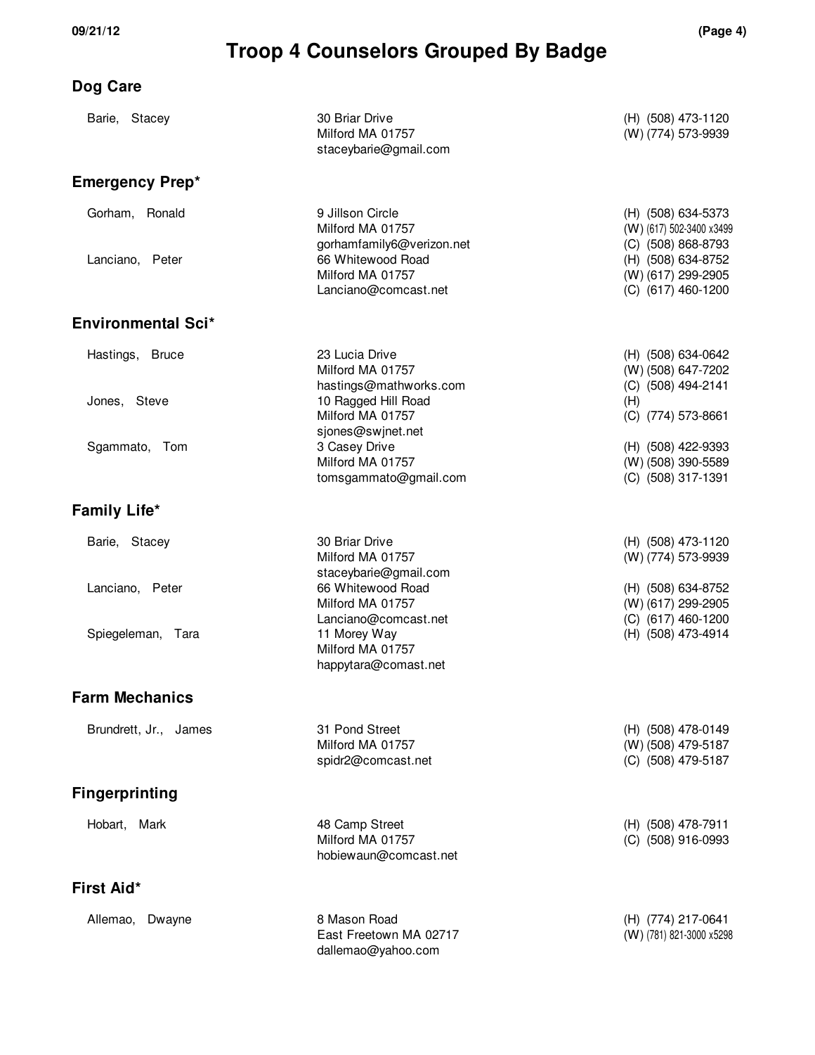# Troop 4 Counselors Grouped By Badge

## Dog Care

| Name | Address | Phone |
|---|---|---|
| Barie, Stacey | 30 Briar Drive<br>Milford MA 01757<br>staceybarie@gmail.com | (H) (508) 473-1120<br>(W) (774) 573-9939 |

## Emergency Prep*

| Name | Address | Phone |
|---|---|---|
| Gorham, Ronald | 9 Jillson Circle<br>Milford MA 01757<br>gorhamfamily6@verizon.net | (H) (508) 634-5373<br>(W) (617) 502-3400 x3499<br>(C) (508) 868-8793 |
| Lanciano, Peter | 66 Whitewood Road<br>Milford MA 01757<br>Lanciano@comcast.net | (H) (508) 634-8752<br>(W) (617) 299-2905<br>(C) (617) 460-1200 |

## Environmental Sci*

| Name | Address | Phone |
|---|---|---|
| Hastings, Bruce | 23 Lucia Drive<br>Milford MA 01757<br>hastings@mathworks.com | (H) (508) 634-0642<br>(W) (508) 647-7202<br>(C) (508) 494-2141 |
| Jones, Steve | 10 Ragged Hill Road<br>Milford MA 01757<br>sjones@swjnet.net | (H)<br>(C) (774) 573-8661 |
| Sgammato, Tom | 3 Casey Drive<br>Milford MA 01757<br>tomsgammato@gmail.com | (H) (508) 422-9393<br>(W) (508) 390-5589<br>(C) (508) 317-1391 |

## Family Life*

| Name | Address | Phone |
|---|---|---|
| Barie, Stacey | 30 Briar Drive<br>Milford MA 01757<br>staceybarie@gmail.com | (H) (508) 473-1120<br>(W) (774) 573-9939 |
| Lanciano, Peter | 66 Whitewood Road<br>Milford MA 01757<br>Lanciano@comcast.net | (H) (508) 634-8752<br>(W) (617) 299-2905<br>(C) (617) 460-1200 |
| Spiegeleman, Tara | 11 Morey Way<br>Milford MA 01757<br>happytara@comast.net | (H) (508) 473-4914 |

## Farm Mechanics

| Name | Address | Phone |
|---|---|---|
| Brundrett, Jr., James | 31 Pond Street<br>Milford MA 01757<br>spidr2@comcast.net | (H) (508) 478-0149<br>(W) (508) 479-5187<br>(C) (508) 479-5187 |

## Fingerprinting

| Name | Address | Phone |
|---|---|---|
| Hobart, Mark | 48 Camp Street<br>Milford MA 01757<br>hobiewaun@comcast.net | (H) (508) 478-7911<br>(C) (508) 916-0993 |

## First Aid*

| Name | Address | Phone |
|---|---|---|
| Allemao, Dwayne | 8 Mason Road<br>East Freetown MA 02717<br>dallemao@yahoo.com | (H) (774) 217-0641<br>(W) (781) 821-3000 x5298 |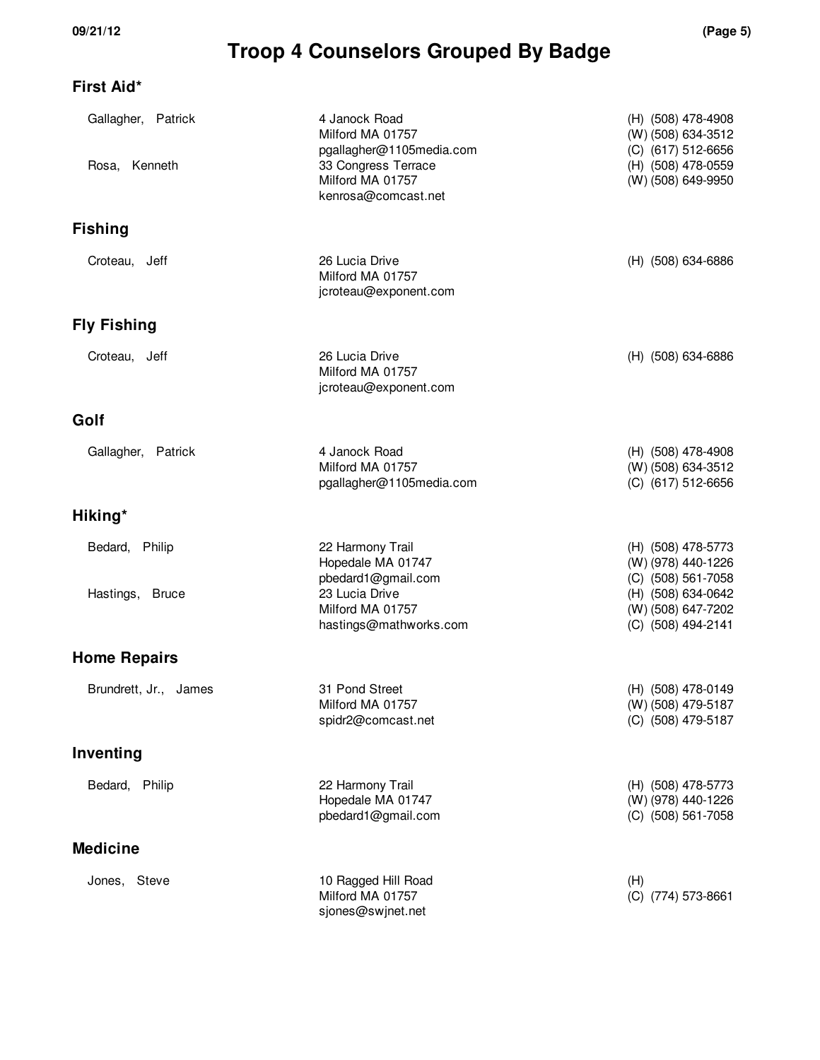# Troop 4 Counselors Grouped By Badge

## First Aid*

| Name | Address | Phone |
|---|---|---|
| Gallagher, Patrick | 4 Janock Road<br>Milford MA 01757<br>pgallagher@1105media.com | (H) (508) 478-4908<br>(W) (508) 634-3512<br>(C) (617) 512-6656 |
| Rosa, Kenneth | 33 Congress Terrace<br>Milford MA 01757<br>kenrosa@comcast.net | (H) (508) 478-0559<br>(W) (508) 649-9950 |

## Fishing

| Name | Address | Phone |
|---|---|---|
| Croteau, Jeff | 26 Lucia Drive<br>Milford MA 01757<br>jcroteau@exponent.com | (H) (508) 634-6886 |

## Fly Fishing

| Name | Address | Phone |
|---|---|---|
| Croteau, Jeff | 26 Lucia Drive<br>Milford MA 01757<br>jcroteau@exponent.com | (H) (508) 634-6886 |

## Golf

| Name | Address | Phone |
|---|---|---|
| Gallagher, Patrick | 4 Janock Road<br>Milford MA 01757<br>pgallagher@1105media.com | (H) (508) 478-4908<br>(W) (508) 634-3512<br>(C) (617) 512-6656 |

## Hiking*

| Name | Address | Phone |
|---|---|---|
| Bedard, Philip | 22 Harmony Trail<br>Hopedale MA 01747<br>pbedard1@gmail.com | (H) (508) 478-5773<br>(W) (978) 440-1226<br>(C) (508) 561-7058 |
| Hastings, Bruce | 23 Lucia Drive<br>Milford MA 01757<br>hastings@mathworks.com | (H) (508) 634-0642<br>(W) (508) 647-7202<br>(C) (508) 494-2141 |

## Home Repairs

| Name | Address | Phone |
|---|---|---|
| Brundrett, Jr., James | 31 Pond Street<br>Milford MA 01757<br>spidr2@comcast.net | (H) (508) 478-0149<br>(W) (508) 479-5187<br>(C) (508) 479-5187 |

## Inventing

| Name | Address | Phone |
|---|---|---|
| Bedard, Philip | 22 Harmony Trail<br>Hopedale MA 01747<br>pbedard1@gmail.com | (H) (508) 478-5773<br>(W) (978) 440-1226<br>(C) (508) 561-7058 |

## Medicine

| Name | Address | Phone |
|---|---|---|
| Jones, Steve | 10 Ragged Hill Road<br>Milford MA 01757<br>sjones@swjnet.net | (H)<br>(C) (774) 573-8661 |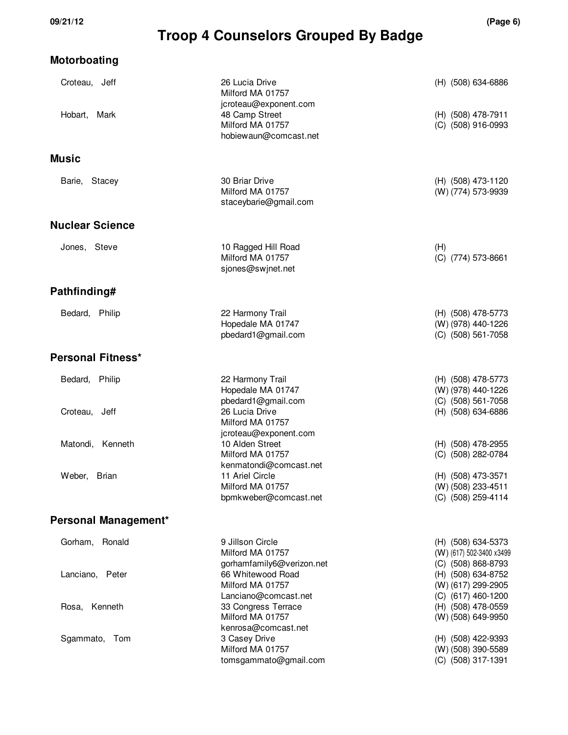# Troop 4 Counselors Grouped By Badge

## Motorboating

| Name | Address | Phone |
| --- | --- | --- |
| Croteau, Jeff | 26 Lucia Drive<br>Milford MA 01757<br>jcroteau@exponent.com | (H) (508) 634-6886 |
| Hobart, Mark | 48 Camp Street<br>Milford MA 01757<br>hobiewaun@comcast.net | (H) (508) 478-7911<br>(C) (508) 916-0993 |

## Music

| Name | Address | Phone |
| --- | --- | --- |
| Barie, Stacey | 30 Briar Drive<br>Milford MA 01757<br>staceybarie@gmail.com | (H) (508) 473-1120<br>(W) (774) 573-9939 |

## Nuclear Science

| Name | Address | Phone |
| --- | --- | --- |
| Jones, Steve | 10 Ragged Hill Road<br>Milford MA 01757<br>sjones@swjnet.net | (H)<br>(C) (774) 573-8661 |

## Pathfinding#

| Name | Address | Phone |
| --- | --- | --- |
| Bedard, Philip | 22 Harmony Trail<br>Hopedale MA 01747<br>pbedard1@gmail.com | (H) (508) 478-5773<br>(W) (978) 440-1226<br>(C) (508) 561-7058 |

## Personal Fitness*

| Name | Address | Phone |
| --- | --- | --- |
| Bedard, Philip | 22 Harmony Trail<br>Hopedale MA 01747<br>pbedard1@gmail.com | (H) (508) 478-5773<br>(W) (978) 440-1226<br>(C) (508) 561-7058 |
| Croteau, Jeff | 26 Lucia Drive<br>Milford MA 01757<br>jcroteau@exponent.com | (H) (508) 634-6886 |
| Matondi, Kenneth | 10 Alden Street<br>Milford MA 01757<br>kenmatondi@comcast.net | (H) (508) 478-2955<br>(C) (508) 282-0784 |
| Weber, Brian | 11 Ariel Circle<br>Milford MA 01757<br>bpmkweber@comcast.net | (H) (508) 473-3571<br>(W) (508) 233-4511<br>(C) (508) 259-4114 |

## Personal Management*

| Name | Address | Phone |
| --- | --- | --- |
| Gorham, Ronald | 9 Jillson Circle<br>Milford MA 01757<br>gorhamfamily6@verizon.net | (H) (508) 634-5373<br>(W) (617) 502-3400 x3499<br>(C) (508) 868-8793 |
| Lanciano, Peter | 66 Whitewood Road<br>Milford MA 01757<br>Lanciano@comcast.net | (H) (508) 634-8752<br>(W) (617) 299-2905<br>(C) (617) 460-1200 |
| Rosa, Kenneth | 33 Congress Terrace<br>Milford MA 01757<br>kenrosa@comcast.net | (H) (508) 478-0559<br>(W) (508) 649-9950 |
| Sgammato, Tom | 3 Casey Drive<br>Milford MA 01757<br>tomsgammato@gmail.com | (H) (508) 422-9393<br>(W) (508) 390-5589<br>(C) (508) 317-1391 |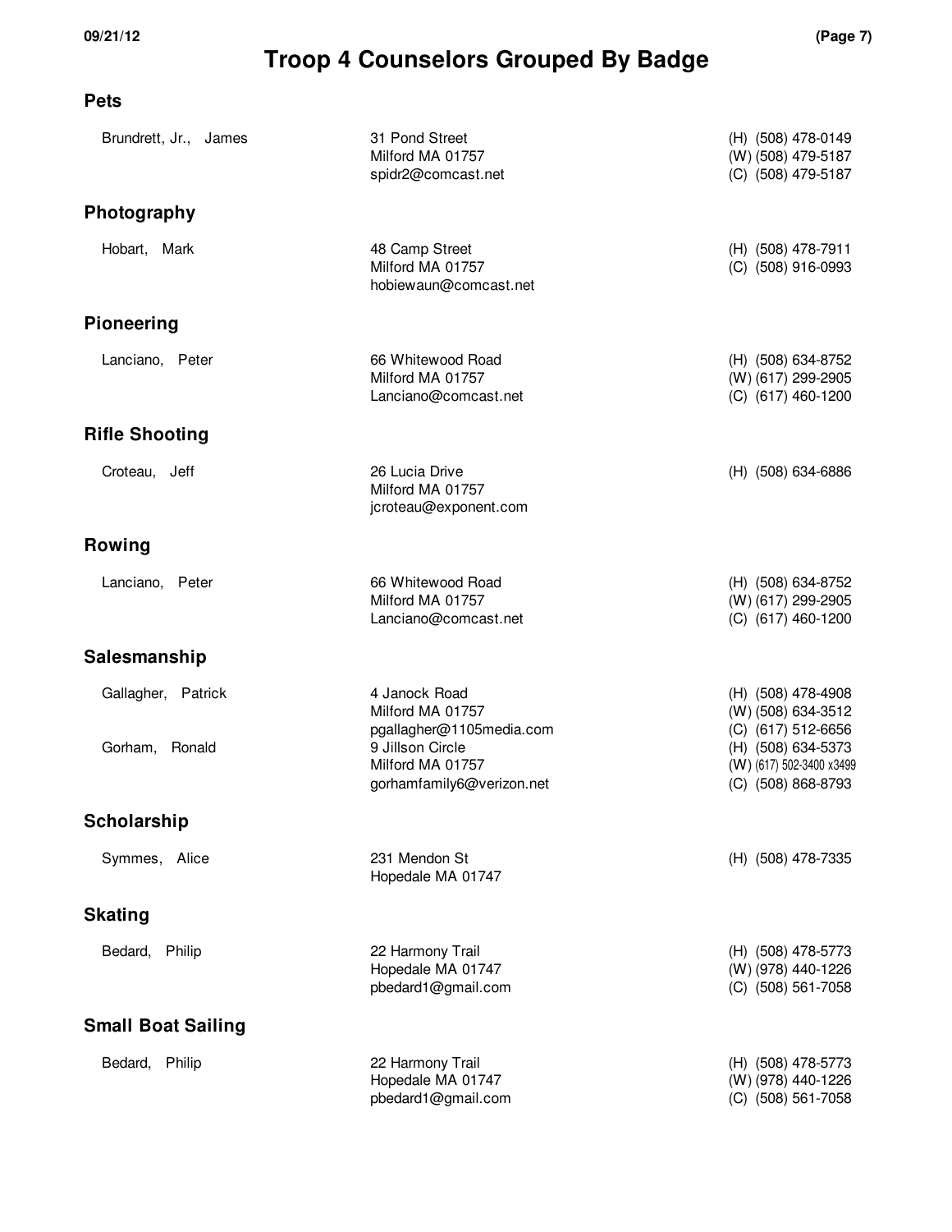# Troop 4 Counselors Grouped By Badge

## Pets

| Name | Address | Phone |
| --- | --- | --- |
| Brundrett, Jr., James | 31 Pond Street<br>Milford MA 01757<br>spidr2@comcast.net | (H) (508) 478-0149<br>(W) (508) 479-5187<br>(C) (508) 479-5187 |

## Photography

| Name | Address | Phone |
| --- | --- | --- |
| Hobart, Mark | 48 Camp Street<br>Milford MA 01757<br>hobiewaun@comcast.net | (H) (508) 478-7911<br>(C) (508) 916-0993 |

## Pioneering

| Name | Address | Phone |
| --- | --- | --- |
| Lanciano, Peter | 66 Whitewood Road<br>Milford MA 01757<br>Lanciano@comcast.net | (H) (508) 634-8752<br>(W) (617) 299-2905<br>(C) (617) 460-1200 |

## Rifle Shooting

| Name | Address | Phone |
| --- | --- | --- |
| Croteau, Jeff | 26 Lucia Drive<br>Milford MA 01757<br>jcroteau@exponent.com | (H) (508) 634-6886 |

## Rowing

| Name | Address | Phone |
| --- | --- | --- |
| Lanciano, Peter | 66 Whitewood Road<br>Milford MA 01757<br>Lanciano@comcast.net | (H) (508) 634-8752<br>(W) (617) 299-2905<br>(C) (617) 460-1200 |

## Salesmanship

| Name | Address | Phone |
| --- | --- | --- |
| Gallagher, Patrick | 4 Janock Road<br>Milford MA 01757<br>pgallagher@1105media.com | (H) (508) 478-4908<br>(W) (508) 634-3512<br>(C) (617) 512-6656 |
| Gorham, Ronald | 9 Jillson Circle<br>Milford MA 01757<br>gorhamfamily6@verizon.net | (H) (508) 634-5373<br>(W) (617) 502-3400 x3499<br>(C) (508) 868-8793 |

## Scholarship

| Name | Address | Phone |
| --- | --- | --- |
| Symmes, Alice | 231 Mendon St<br>Hopedale MA 01747 | (H) (508) 478-7335 |

## Skating

| Name | Address | Phone |
| --- | --- | --- |
| Bedard, Philip | 22 Harmony Trail<br>Hopedale MA 01747<br>pbedard1@gmail.com | (H) (508) 478-5773<br>(W) (978) 440-1226<br>(C) (508) 561-7058 |

## Small Boat Sailing

| Name | Address | Phone |
| --- | --- | --- |
| Bedard, Philip | 22 Harmony Trail<br>Hopedale MA 01747<br>pbedard1@gmail.com | (H) (508) 478-5773<br>(W) (978) 440-1226<br>(C) (508) 561-7058 |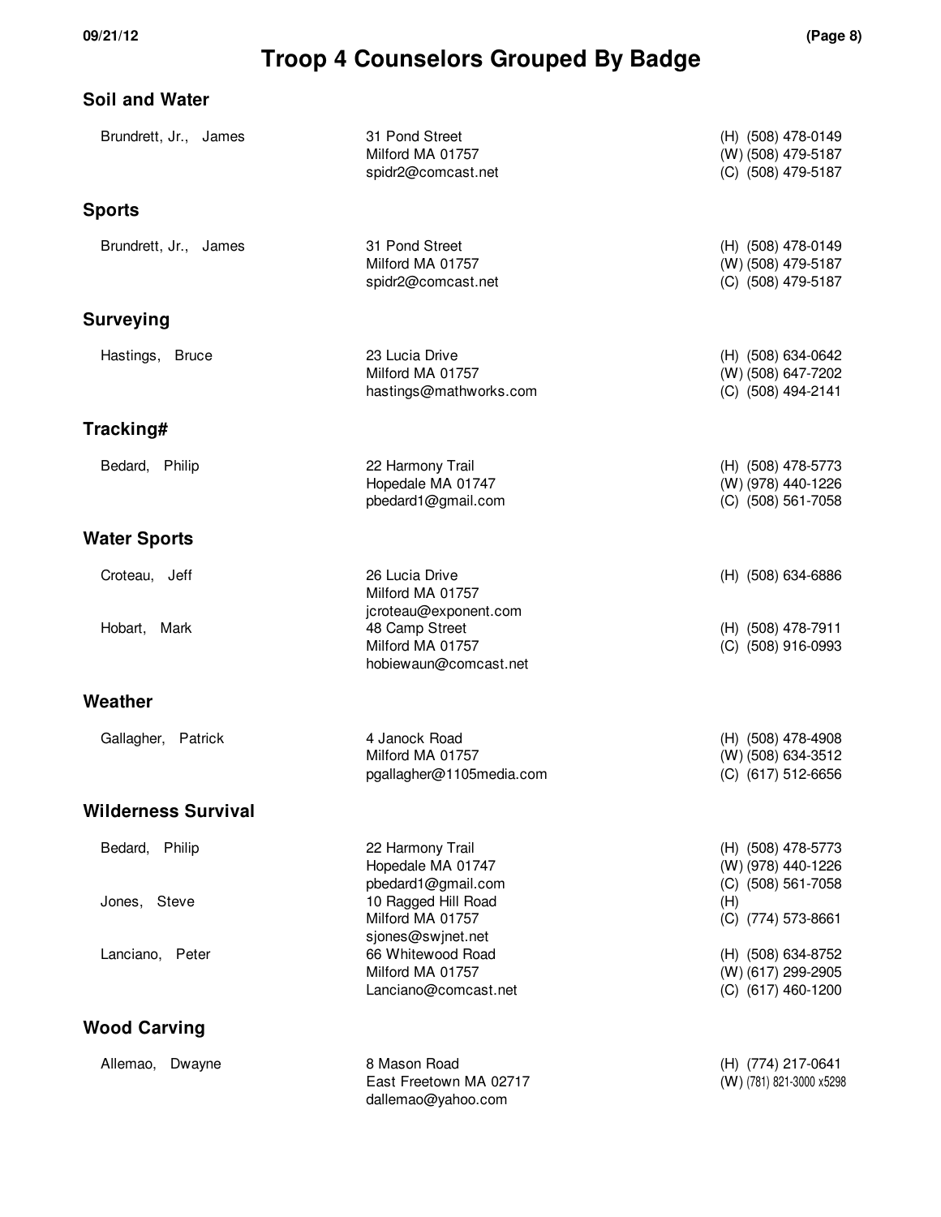# Troop 4 Counselors Grouped By Badge

## Soil and Water

| Name | Address | Phone |
|---|---|---|
| Brundrett, Jr., James | 31 Pond Street<br>Milford MA 01757<br>spidr2@comcast.net | (H) (508) 478-0149<br>(W) (508) 479-5187<br>(C) (508) 479-5187 |

## Sports

| Name | Address | Phone |
|---|---|---|
| Brundrett, Jr., James | 31 Pond Street<br>Milford MA 01757<br>spidr2@comcast.net | (H) (508) 478-0149<br>(W) (508) 479-5187<br>(C) (508) 479-5187 |

## Surveying

| Name | Address | Phone |
|---|---|---|
| Hastings, Bruce | 23 Lucia Drive<br>Milford MA 01757<br>hastings@mathworks.com | (H) (508) 634-0642<br>(W) (508) 647-7202<br>(C) (508) 494-2141 |

## Tracking#

| Name | Address | Phone |
|---|---|---|
| Bedard, Philip | 22 Harmony Trail<br>Hopedale MA 01747<br>pbedard1@gmail.com | (H) (508) 478-5773<br>(W) (978) 440-1226<br>(C) (508) 561-7058 |

## Water Sports

| Name | Address | Phone |
|---|---|---|
| Croteau, Jeff | 26 Lucia Drive<br>Milford MA 01757<br>jcroteau@exponent.com | (H) (508) 634-6886 |
| Hobart, Mark | 48 Camp Street<br>Milford MA 01757<br>hobiewaun@comcast.net | (H) (508) 478-7911<br>(C) (508) 916-0993 |

## Weather

| Name | Address | Phone |
|---|---|---|
| Gallagher, Patrick | 4 Janock Road<br>Milford MA 01757<br>pgallagher@1105media.com | (H) (508) 478-4908<br>(W) (508) 634-3512<br>(C) (617) 512-6656 |

## Wilderness Survival

| Name | Address | Phone |
|---|---|---|
| Bedard, Philip | 22 Harmony Trail<br>Hopedale MA 01747<br>pbedard1@gmail.com | (H) (508) 478-5773<br>(W) (978) 440-1226<br>(C) (508) 561-7058 |
| Jones, Steve | 10 Ragged Hill Road<br>Milford MA 01757<br>sjones@swjnet.net | (H)<br>(C) (774) 573-8661 |
| Lanciano, Peter | 66 Whitewood Road<br>Milford MA 01757<br>Lanciano@comcast.net | (H) (508) 634-8752<br>(W) (617) 299-2905<br>(C) (617) 460-1200 |

## Wood Carving

| Name | Address | Phone |
|---|---|---|
| Allemao, Dwayne | 8 Mason Road<br>East Freetown MA 02717<br>dallemao@yahoo.com | (H) (774) 217-0641<br>(W) (781) 821-3000 x5298 |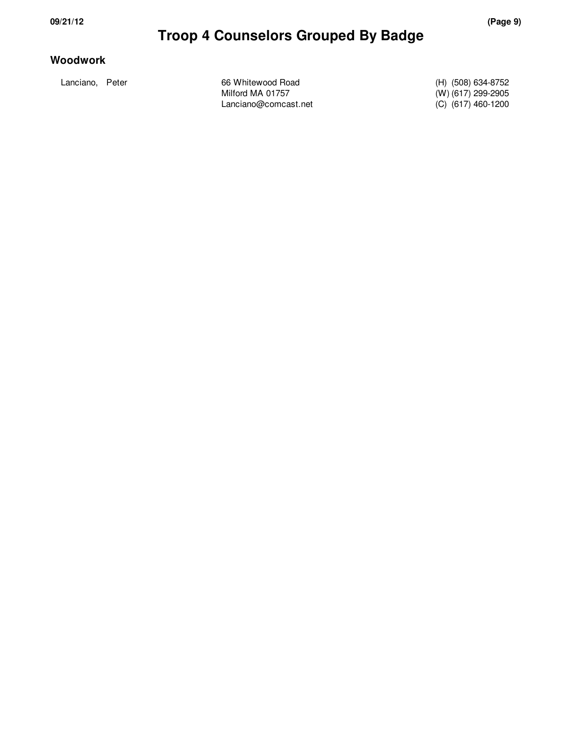# Troop 4 Counselors Grouped By Badge

## Woodwork

| | | |
|---|---|---|
| Lanciano, Peter | 66 Whitewood Road<br>Milford MA 01757<br>Lanciano@comcast.net | (H) (508) 634-8752<br>(W) (617) 299-2905<br>(C) (617) 460-1200 |